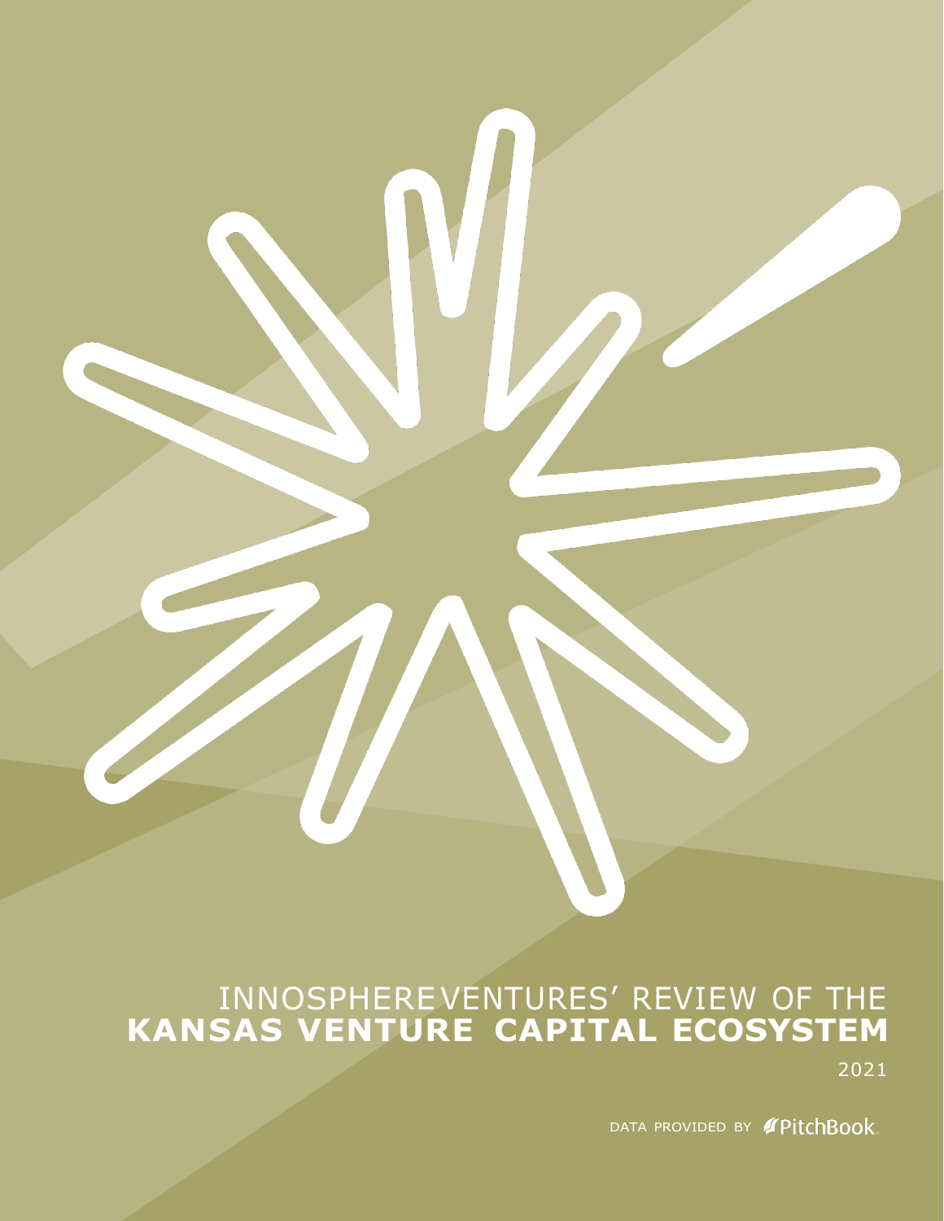# INNOSPHEREVENTURES' REVIEW OF THE **KANSAS VENTURE CAPITAL ECOSYSTEM**

2021

DATA PROVIDED BY PitchBook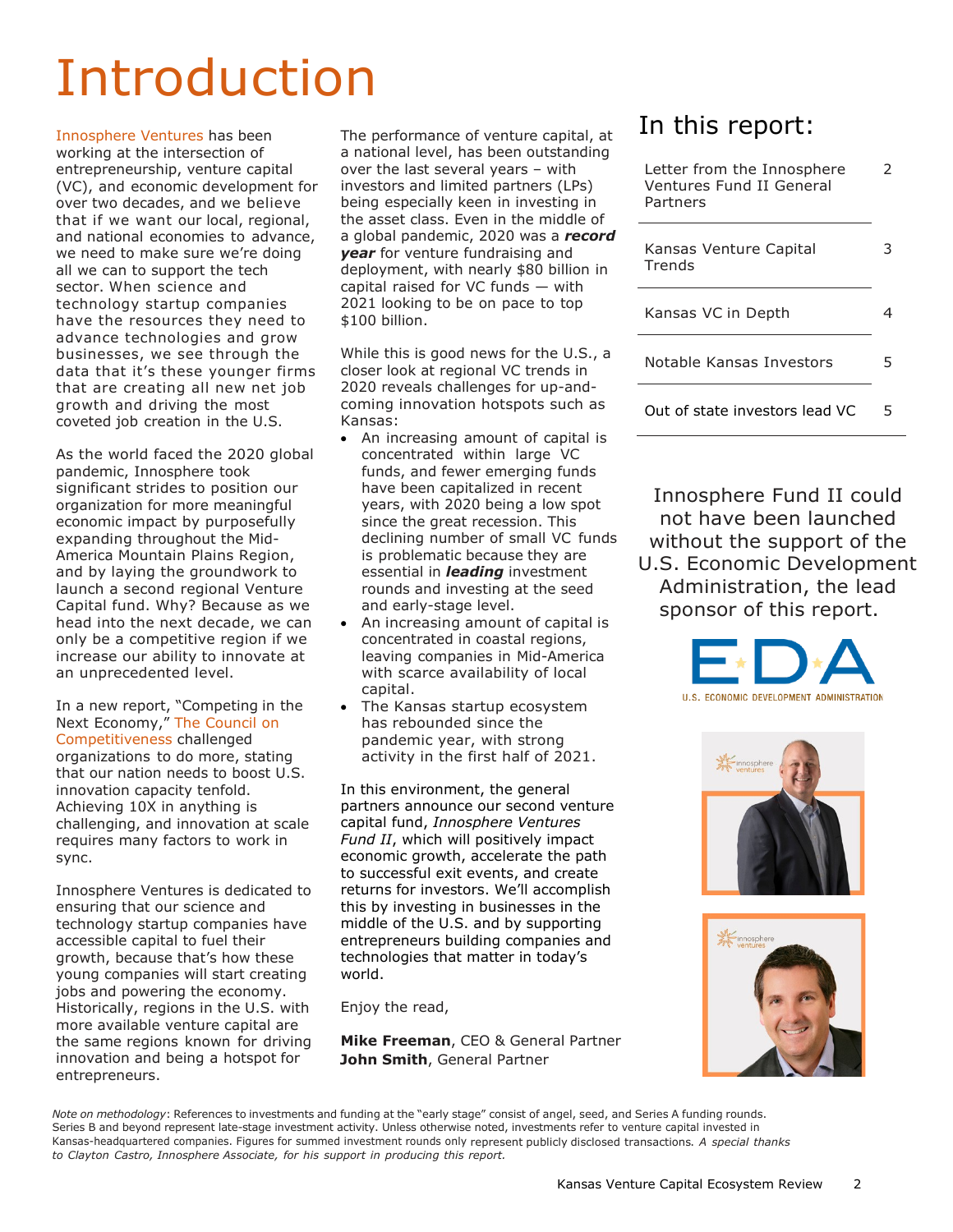# Introduction

Innosphere Ventures has been working at the intersection of entrepreneurship, venture capital (VC), and economic development for over two decades, and we believe that if we want our local, regional, and national economies to advance, we need to make sure we're doing all we can to support the tech sector. When science and technology startup companies have the resources they need to advance technologies and grow businesses, we see through the data that it's these younger firms that are creating all new net job growth and driving the most coveted job creation in the U.S.

As the world faced the 2020 global pandemic, Innosphere took significant strides to position our organization for more meaningful economic impact by purposefully expanding throughout the Mid-America Mountain Plains Region, and by laying the groundwork to launch a second regional Venture Capital fund. Why? Because as we head into the next decade, we can only be a competitive region if we increase our ability to innovate at an unprecedented level.

In a new report, "Competing in the Next Economy," The Council on Competitiveness challenged organizations to do more, stating that our nation needs to boost U.S. innovation capacity tenfold. Achieving 10X in anything is challenging, and innovation at scale requires many factors to work in sync.

Innosphere Ventures is dedicated to ensuring that our science and technology startup companies have accessible capital to fuel their growth, because that's how these young companies will start creating jobs and powering the economy. Historically, regions in the U.S. with more available venture capital are the same regions known for driving innovation and being a hotspot for entrepreneurs.

The performance of venture capital, at a national level, has been outstanding over the last several years – with investors and limited partners (LPs) being especially keen in investing in the asset class. Even in the middle of a global pandemic, 2020 was a ***record year*** for venture fundraising and deployment, with nearly $80 billion in capital raised for VC funds — with 2021 looking to be on pace to top $100 billion.

While this is good news for the U.S., a closer look at regional VC trends in 2020 reveals challenges for up-and-coming innovation hotspots such as Kansas:

- An increasing amount of capital is concentrated within large VC funds, and fewer emerging funds have been capitalized in recent years, with 2020 being a low spot since the great recession. This declining number of small VC funds is problematic because they are essential in ***leading*** investment rounds and investing at the seed and early-stage level.
- An increasing amount of capital is concentrated in coastal regions, leaving companies in Mid-America with scarce availability of local capital.
- The Kansas startup ecosystem has rebounded since the pandemic year, with strong activity in the first half of 2021.

In this environment, the general partners announce our second venture capital fund, *Innosphere Ventures Fund II*, which will positively impact economic growth, accelerate the path to successful exit events, and create returns for investors. We'll accomplish this by investing in businesses in the middle of the U.S. and by supporting entrepreneurs building companies and technologies that matter in today's world.

Enjoy the read,

**Mike Freeman**, CEO & General Partner
**John Smith**, General Partner

## In this report:

| | |
|---|---|
| Letter from the Innosphere Ventures Fund II General Partners | 2 |
| Kansas Venture Capital Trends | 3 |
| Kansas VC in Depth | 4 |
| Notable Kansas Investors | 5 |
| Out of state investors lead VC | 5 |

Innosphere Fund II could not have been launched without the support of the U.S. Economic Development Administration, the lead sponsor of this report.

EDA
U.S. ECONOMIC DEVELOPMENT ADMINISTRATION

*Note on methodology*: References to investments and funding at the "early stage" consist of angel, seed, and Series A funding rounds. Series B and beyond represent late-stage investment activity. Unless otherwise noted, investments refer to venture capital invested in Kansas-headquartered companies. Figures for summed investment rounds only represent publicly disclosed transactions. *A special thanks to Clayton Castro, Innosphere Associate, for his support in producing this report.*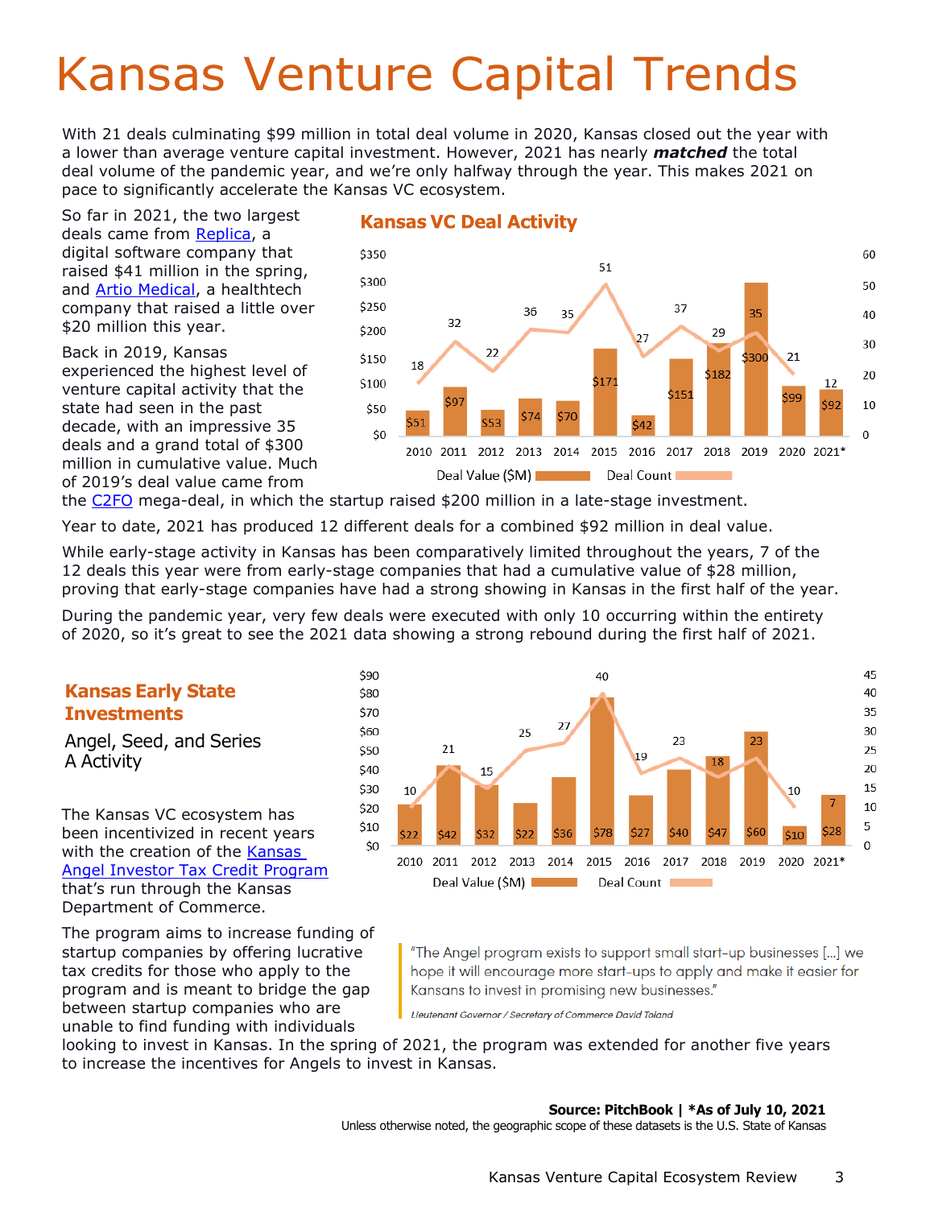# Kansas Venture Capital Trends

With 21 deals culminating $99 million in total deal volume in 2020, Kansas closed out the year with a lower than average venture capital investment. However, 2021 has nearly ***matched*** the total deal volume of the pandemic year, and we're only halfway through the year. This makes 2021 on pace to significantly accelerate the Kansas VC ecosystem.

So far in 2021, the two largest deals came from Replica, a digital software company that raised $41 million in the spring, and Artio Medical, a healthtech company that raised a little over $20 million this year.

Back in 2019, Kansas experienced the highest level of venture capital activity that the state had seen in the past decade, with an impressive 35 deals and a grand total of $300 million in cumulative value. Much of 2019's deal value came from the C2FO mega-deal, in which the startup raised $200 million in a late-stage investment.

## Kansas VC Deal Activity

| Year | Deal Value ($M) | Deal Count |
|---|---|---|
| 2010 | $51 | 18 |
| 2011 | $97 | 32 |
| 2012 | $53 | 22 |
| 2013 | $74 | 36 |
| 2014 | $70 | 35 |
| 2015 | $171 | 51 |
| 2016 | $42 | 27 |
| 2017 | $151 | 37 |
| 2018 | $182 | 29 |
| 2019 | $300 | 35 |
| 2020 | $99 | 21 |
| 2021* | $92 | 12 |

Year to date, 2021 has produced 12 different deals for a combined $92 million in deal value.

While early-stage activity in Kansas has been comparatively limited throughout the years, 7 of the 12 deals this year were from early-stage companies that had a cumulative value of $28 million, proving that early-stage companies have had a strong showing in Kansas in the first half of the year.

During the pandemic year, very few deals were executed with only 10 occurring within the entirety of 2020, so it's great to see the 2021 data showing a strong rebound during the first half of 2021.

## Kansas Early State Investments

Angel, Seed, and Series A Activity

| Year | Deal Value ($M) | Deal Count |
|---|---|---|
| 2010 | $22 | 10 |
| 2011 | $42 | 21 |
| 2012 | $32 | 15 |
| 2013 | $22 | 25 |
| 2014 | $36 | 27 |
| 2015 | $78 | 40 |
| 2016 | $27 | 19 |
| 2017 | $40 | 23 |
| 2018 | $47 | 18 |
| 2019 | $60 | 23 |
| 2020 | $10 | 10 |
| 2021* | $28 | 7 |

The Kansas VC ecosystem has been incentivized in recent years with the creation of the Kansas Angel Investor Tax Credit Program that's run through the Kansas Department of Commerce.

The program aims to increase funding of startup companies by offering lucrative tax credits for those who apply to the program and is meant to bridge the gap between startup companies who are unable to find funding with individuals looking to invest in Kansas. In the spring of 2021, the program was extended for another five years to increase the incentives for Angels to invest in Kansas.

> "The Angel program exists to support small start-up businesses [...] we hope it will encourage more start-ups to apply and make it easier for Kansans to invest in promising new businesses."
>
> *Lieutenant Governor / Secretary of Commerce David Toland*

**Source: PitchBook | *As of July 10, 2021**

Unless otherwise noted, the geographic scope of these datasets is the U.S. State of Kansas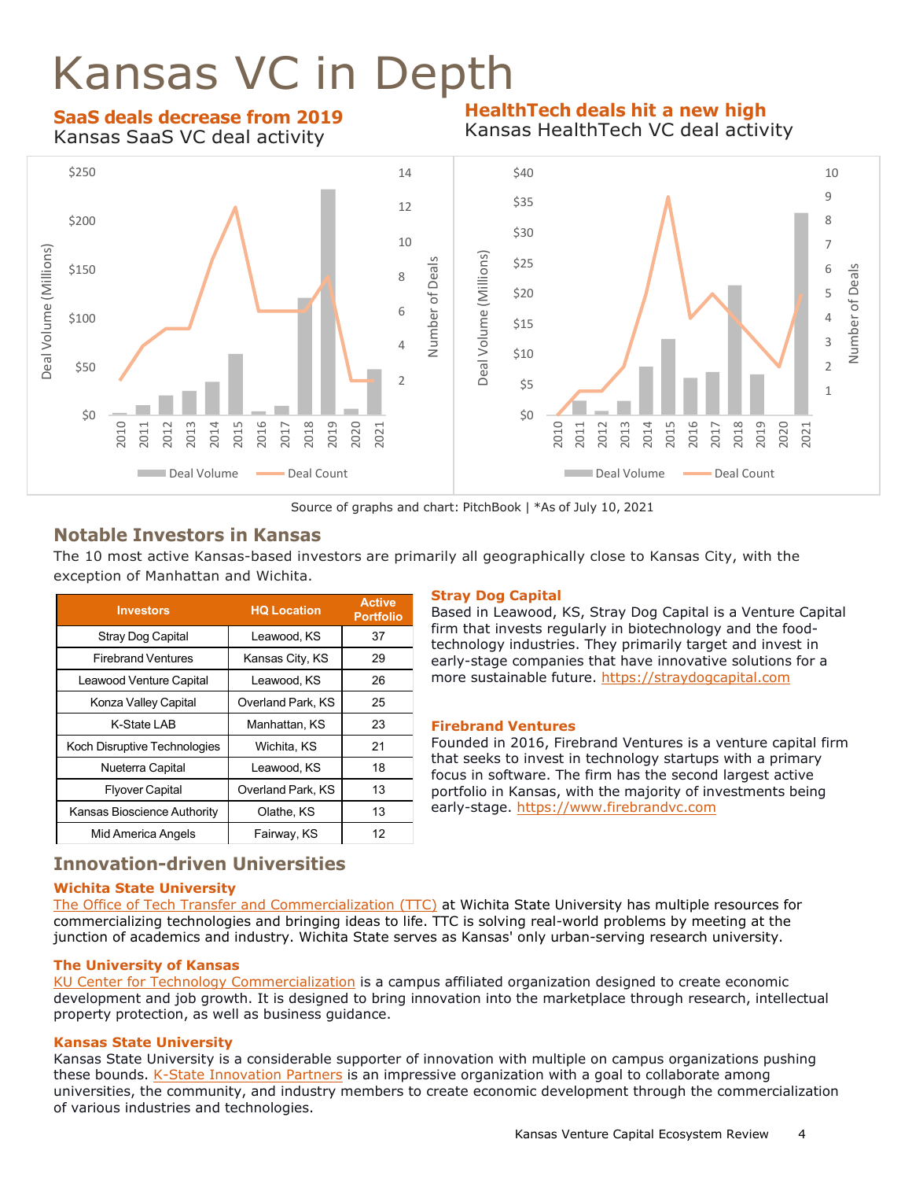# Kansas VC in Depth

## SaaS deals decrease from 2019

Kansas SaaS VC deal activity

## HealthTech deals hit a new high

Kansas HealthTech VC deal activity

Source of graphs and chart: PitchBook | *As of July 10, 2021

## Notable Investors in Kansas

The 10 most active Kansas-based investors are primarily all geographically close to Kansas City, with the exception of Manhattan and Wichita.

| Investors | HQ Location | Active Portfolio |
|---|---|---|
| Stray Dog Capital | Leawood, KS | 37 |
| Firebrand Ventures | Kansas City, KS | 29 |
| Leawood Venture Capital | Leawood, KS | 26 |
| Konza Valley Capital | Overland Park, KS | 25 |
| K-State LAB | Manhattan, KS | 23 |
| Koch Disruptive Technologies | Wichita, KS | 21 |
| Nueterra Capital | Leawood, KS | 18 |
| Flyover Capital | Overland Park, KS | 13 |
| Kansas Bioscience Authority | Olathe, KS | 13 |
| Mid America Angels | Fairway, KS | 12 |

### Stray Dog Capital

Based in Leawood, KS, Stray Dog Capital is a Venture Capital firm that invests regularly in biotechnology and the food-technology industries. They primarily target and invest in early-stage companies that have innovative solutions for a more sustainable future. https://straydogcapital.com

### Firebrand Ventures

Founded in 2016, Firebrand Ventures is a venture capital firm that seeks to invest in technology startups with a primary focus in software. The firm has the second largest active portfolio in Kansas, with the majority of investments being early-stage. https://www.firebrandvc.com

## Innovation-driven Universities

### Wichita State University

The Office of Tech Transfer and Commercialization (TTC) at Wichita State University has multiple resources for commercializing technologies and bringing ideas to life. TTC is solving real-world problems by meeting at the junction of academics and industry. Wichita State serves as Kansas' only urban-serving research university.

### The University of Kansas

KU Center for Technology Commercialization is a campus affiliated organization designed to create economic development and job growth. It is designed to bring innovation into the marketplace through research, intellectual property protection, as well as business guidance.

### Kansas State University

Kansas State University is a considerable supporter of innovation with multiple on campus organizations pushing these bounds. K-State Innovation Partners is an impressive organization with a goal to collaborate among universities, the community, and industry members to create economic development through the commercialization of various industries and technologies.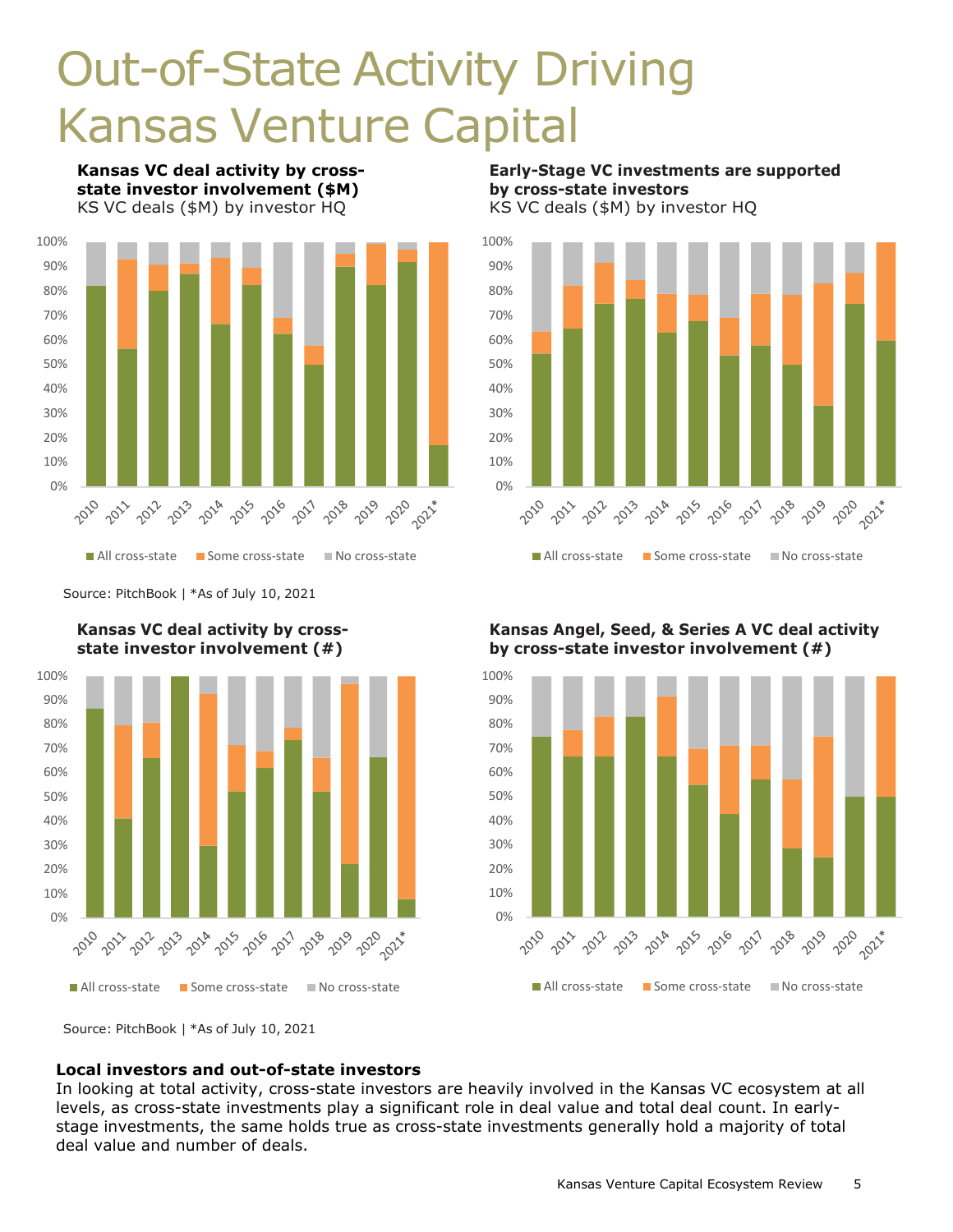# Out-of-State Activity Driving Kansas Venture Capital

**Kansas VC deal activity by cross-state investor involvement ($M)**
KS VC deals ($M) by investor HQ

**Early-Stage VC investments are supported by cross-state investors**
KS VC deals ($M) by investor HQ

Source: PitchBook | *As of July 10, 2021

**Kansas VC deal activity by cross-state investor involvement (#)**

**Kansas Angel, Seed, & Series A VC deal activity by cross-state investor involvement (#)**

Source: PitchBook | *As of July 10, 2021

### Local investors and out-of-state investors

In looking at total activity, cross-state investors are heavily involved in the Kansas VC ecosystem at all levels, as cross-state investments play a significant role in deal value and total deal count. In early-stage investments, the same holds true as cross-state investments generally hold a majority of total deal value and number of deals.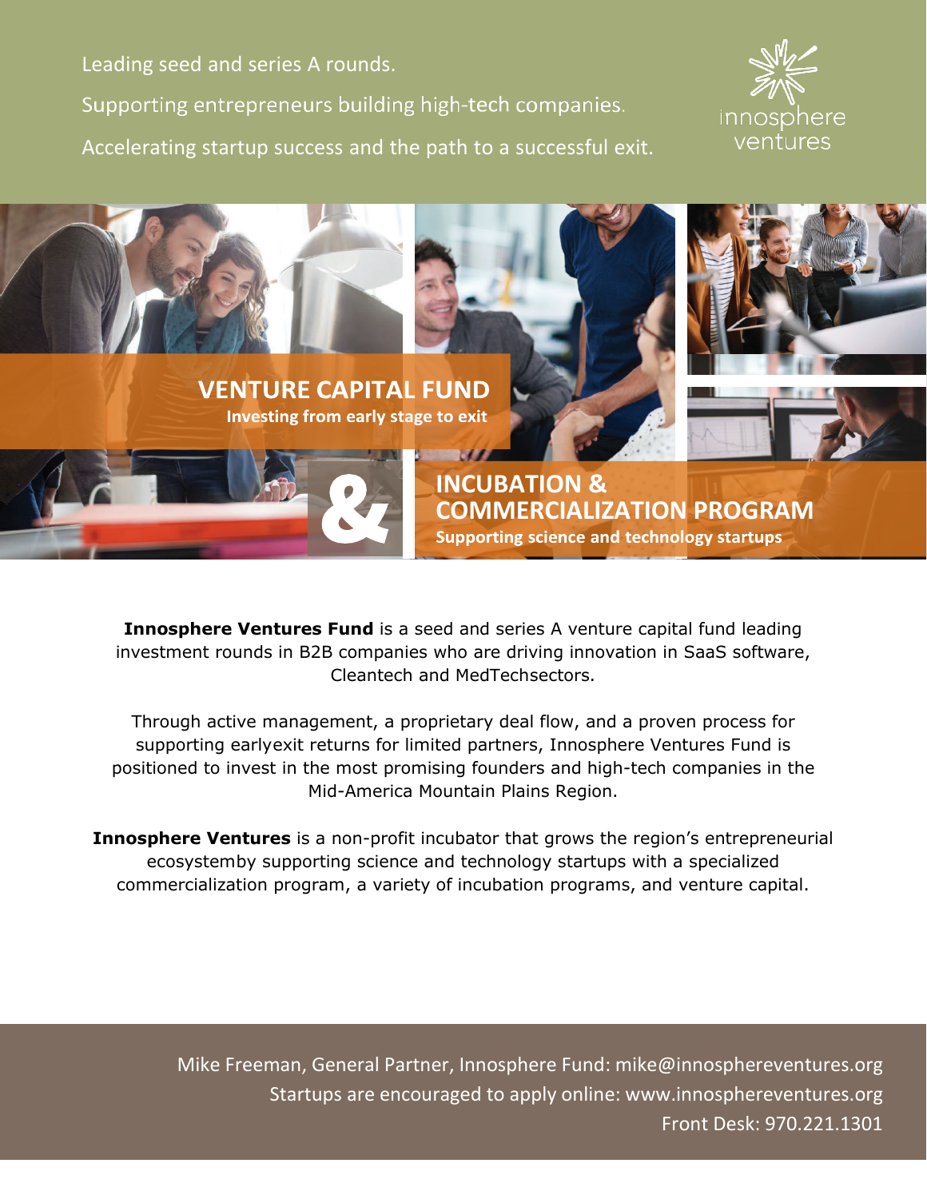Leading seed and series A rounds.

Supporting entrepreneurs building high-tech companies.

Accelerating startup success and the path to a successful exit.

innosphere ventures

## VENTURE CAPITAL FUND

**Investing from early stage to exit**

&

## INCUBATION & COMMERCIALIZATION PROGRAM

**Supporting science and technology startups**

**Innosphere Ventures Fund** is a seed and series A venture capital fund leading investment rounds in B2B companies who are driving innovation in SaaS software, Cleantech and MedTechsectors.

Through active management, a proprietary deal flow, and a proven process for supporting earlyexit returns for limited partners, Innosphere Ventures Fund is positioned to invest in the most promising founders and high-tech companies in the Mid-America Mountain Plains Region.

**Innosphere Ventures** is a non-profit incubator that grows the region's entrepreneurial ecosystemby supporting science and technology startups with a specialized commercialization program, a variety of incubation programs, and venture capital.

Mike Freeman, General Partner, Innosphere Fund: mike@innosphereventures.org
Startups are encouraged to apply online: www.innosphereventures.org
Front Desk: 970.221.1301